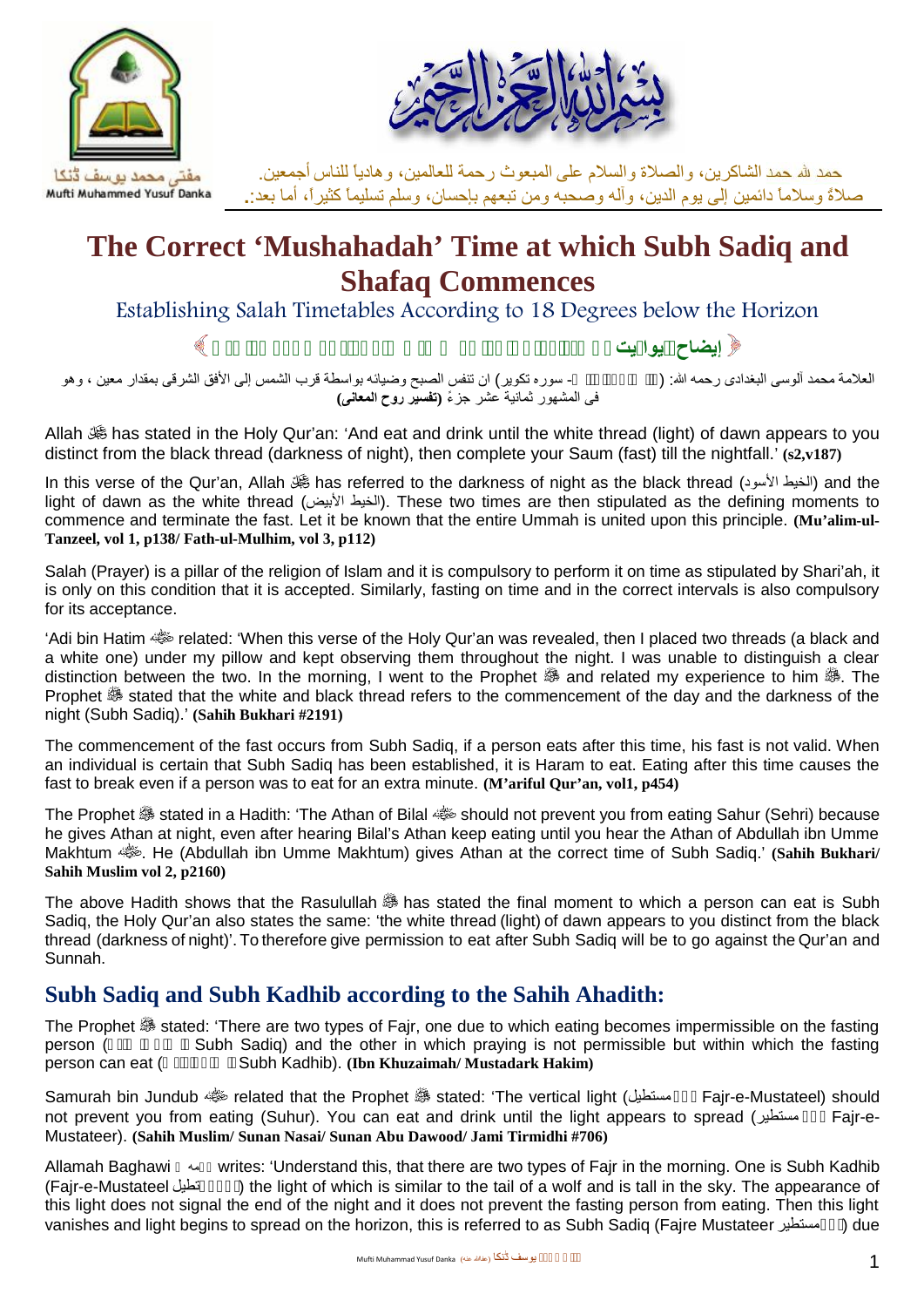مفتی محمد یوسف ڈنکا
Mufti Muhammed Yusuf Danka

حمد لله حمد الشاكرين، والصلاة والسلام على المبعوث رحمة للعالمين، وهادياً للناس أجمعين.
صلاةً وسلاماً دائمين إلى يوم الدين، وآله وصحبه ومن تبعهم بإحسان، وسلم تسليماً كثيراً، أما بعد:.

# The Correct 'Mushahadah' Time at which Subh Sadiq and Shafaq Commences

## Establishing Salah Timetables According to 18 Degrees below the Horizon

﴿ إيضاح يوايت ﴾

العلامة محمد آلوسی البغدادی رحمه الله: ( - سوره تکویر) ان تنفس الصبح وضيائه بواسطة قرب الشمس إلى الأفق الشرقی بمقدار معين ، وهو فی المشهور ثمانية عشر جزءً **(تفسير روح المعانی)**

Allah ﷻ has stated in the Holy Qur'an: 'And eat and drink until the white thread (light) of dawn appears to you distinct from the black thread (darkness of night), then complete your Saum (fast) till the nightfall.' **(s2,v187)**

In this verse of the Qur'an, Allah ﷻ has referred to the darkness of night as the black thread (الخيط الأسود) and the light of dawn as the white thread (الخيط الأبيض). These two times are then stipulated as the defining moments to commence and terminate the fast. Let it be known that the entire Ummah is united upon this principle. **(Mu'alim-ul-Tanzeel, vol 1, p138/ Fath-ul-Mulhim, vol 3, p112)**

Salah (Prayer) is a pillar of the religion of Islam and it is compulsory to perform it on time as stipulated by Shari'ah, it is only on this condition that it is accepted. Similarly, fasting on time and in the correct intervals is also compulsory for its acceptance.

'Adi bin Hatim ؓ related: 'When this verse of the Holy Qur'an was revealed, then I placed two threads (a black and a white one) under my pillow and kept observing them throughout the night. I was unable to distinguish a clear distinction between the two. In the morning, I went to the Prophet ﷺ and related my experience to him ﷺ. The Prophet ﷺ stated that the white and black thread refers to the commencement of the day and the darkness of the night (Subh Sadiq).' **(Sahih Bukhari #2191)**

The commencement of the fast occurs from Subh Sadiq, if a person eats after this time, his fast is not valid. When an individual is certain that Subh Sadiq has been established, it is Haram to eat. Eating after this time causes the fast to break even if a person was to eat for an extra minute. **(M'ariful Qur'an, vol1, p454)**

The Prophet ﷺ stated in a Hadith: 'The Athan of Bilal ؓ should not prevent you from eating Sahur (Sehri) because he gives Athan at night, even after hearing Bilal's Athan keep eating until you hear the Athan of Abdullah ibn Umme Makhtum ؓ. He (Abdullah ibn Umme Makhtum) gives Athan at the correct time of Subh Sadiq.' **(Sahih Bukhari/ Sahih Muslim vol 2, p2160)**

The above Hadith shows that the Rasulullah ﷺ has stated the final moment to which a person can eat is Subh Sadiq, the Holy Qur'an also states the same: 'the white thread (light) of dawn appears to you distinct from the black thread (darkness of night)'. To therefore give permission to eat after Subh Sadiq will be to go against the Qur'an and Sunnah.

## Subh Sadiq and Subh Kadhib according to the Sahih Ahadith:

The Prophet ﷺ stated: 'There are two types of Fajr, one due to which eating becomes impermissible on the fasting person ( Subh Sadiq) and the other in which praying is not permissible but within which the fasting person can eat ( Subh Kadhib). **(Ibn Khuzaimah/ Mustadark Hakim)**

Samurah bin Jundub ؓ related that the Prophet ﷺ stated: 'The vertical light (مستطيل Fajr-e-Mustateel) should not prevent you from eating (Suhur). You can eat and drink until the light appears to spread (مستطير Fajr-e-Mustateer). **(Sahih Muslim/ Sunan Nasai/ Sunan Abu Dawood/ Jami Tirmidhi #706)**

Allamah Baghawi رحمه الله writes: 'Understand this, that there are two types of Fajr in the morning. One is Subh Kadhib (Fajr-e-Mustateel مستطيل) the light of which is similar to the tail of a wolf and is tall in the sky. The appearance of this light does not signal the end of the night and it does not prevent the fasting person from eating. Then this light vanishes and light begins to spread on the horizon, this is referred to as Subh Sadiq (Fajre Mustateer مستطير) due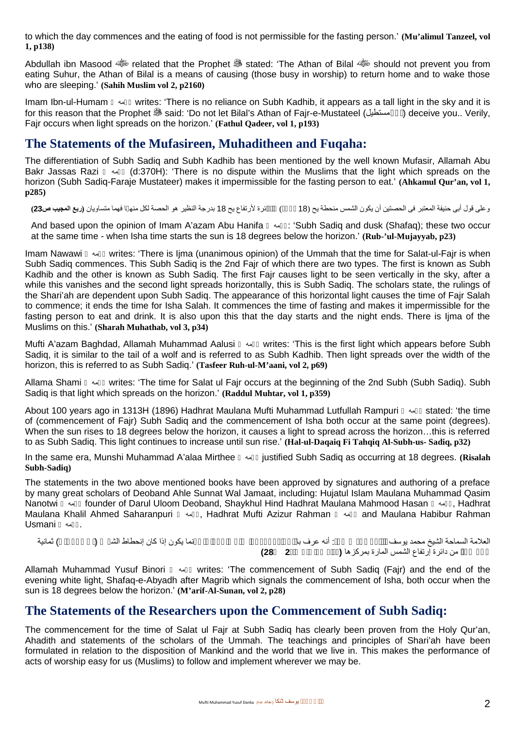to which the day commences and the eating of food is not permissible for the fasting person.' **(Mu'alimul Tanzeel, vol 1, p138)**

Abdullah ibn Masood ﷺ related that the Prophet ﷺ stated: 'The Athan of Bilal ﷺ should not prevent you from eating Suhur, the Athan of Bilal is a means of causing (those busy in worship) to return home and to wake those who are sleeping.' **(Sahih Muslim vol 2, p2160)**

Imam Ibn-ul-Humam رحمه الله writes: 'There is no reliance on Subh Kadhib, it appears as a tall light in the sky and it is for this reason that the Prophet ﷺ said: 'Do not let Bilal's Athan of Fajr-e-Mustateel (مستطيل) deceive you.. Verily, Fajr occurs when light spreads on the horizon.' **(Fathul Qadeer, vol 1, p193)**

## The Statements of the Mufasireen, Muhaditheen and Fuqaha:

The differentiation of Subh Sadiq and Subh Kadhib has been mentioned by the well known Mufasir, Allamah Abu Bakr Jassas Razi رحمه الله (d:370H): 'There is no dispute within the Muslims that the light which spreads on the horizon (Subh Sadiq-Faraje Mustateer) makes it impermissible for the fasting person to eat.' **(Ahkamul Qur'an, vol 1, p285)**

وعلى قول أبى حنيفة المعتبر فى الحصتين أن يكون الشمس منحطة يح (18 درجة) دائرة لأرتفاع يح 18 بدرجة النظير هو الحصة لكل منهما فهما متساويان **(ربع المجيب ص23)**

And based upon the opinion of Imam A'azam Abu Hanifa رحمه الله: 'Subh Sadiq and dusk (Shafaq); these two occur at the same time - when Isha time starts the sun is 18 degrees below the horizon.' **(Rub-'ul-Mujayyab, p23)**

Imam Nawawi رحمه الله writes: 'There is Ijma (unanimous opinion) of the Ummah that the time for Salat-ul-Fajr is when Subh Sadiq commences. This Subh Sadiq is the 2nd Fajr of which there are two types. The first is known as Subh Kadhib and the other is known as Subh Sadiq. The first Fajr causes light to be seen vertically in the sky, after a while this vanishes and the second light spreads horizontally, this is Subh Sadiq. The scholars state, the rulings of the Shari'ah are dependent upon Subh Sadiq. The appearance of this horizontal light causes the time of Fajr Salah to commence; it ends the time for Isha Salah. It commences the time of fasting and makes it impermissible for the fasting person to eat and drink. It is also upon this that the day starts and the night ends. There is Ijma of the Muslims on this.' **(Sharah Muhathab, vol 3, p34)**

Mufti A'azam Baghdad, Allamah Muhammad Aalusi رحمه الله writes: 'This is the first light which appears before Subh Sadiq, it is similar to the tail of a wolf and is referred to as Subh Kadhib. Then light spreads over the width of the horizon, this is referred to as Subh Sadiq.' **(Tasfeer Ruh-ul-M'aani, vol 2, p69)**

Allama Shami رحمه الله writes: 'The time for Salat ul Fajr occurs at the beginning of the 2nd Subh (Subh Sadiq). Subh Sadiq is that light which spreads on the horizon.' **(Raddul Muhtar, vol 1, p359)**

About 100 years ago in 1313H (1896) Hadhrat Maulana Mufti Muhammad Lutfullah Rampuri رحمه الله stated: 'the time of (commencement of Fajr) Subh Sadiq and the commencement of Isha both occur at the same point (degrees). When the sun rises to 18 degrees below the horizon, it causes a light to spread across the horizon…this is referred to as Subh Sadiq. This light continues to increase until sun rise.' **(Hal-ul-Daqaiq Fi Tahqiq Al-Subh-us- Sadiq, p32)**

In the same era, Munshi Muhammad A'alaa Mirthee رحمه الله justified Subh Sadiq as occurring at 18 degrees. **(Risalah Subh-Sadiq)**

The statements in the two above mentioned books have been approved by signatures and authoring of a preface by many great scholars of Deoband Ahle Sunnat Wal Jamaat, including: Hujatul Islam Maulana Muhammad Qasim Nanotwi رحمه الله founder of Darul Uloom Deoband, Shaykhul Hind Hadhrat Maulana Mahmood Hasan رحمه الله, Hadhrat Maulana Khalil Ahmed Saharanpuri رحمه الله, Hadhrat Mufti Azizur Rahman رحمه الله and Maulana Habibur Rahman Usmani رحمه الله.

العلامة السماحة الشيخ محمد يوسف البنوري رحمه الله: أنه عرف بالتجربة ... إنما يكون إذا كان إنحطاط الشمس (ثمانية عشر جزءا) من دائرة إرتفاع الشمس المارة بمركزها **(معارف السنن 2 ص28)**

Allamah Muhammad Yusuf Binori رحمه الله writes: 'The commencement of Subh Sadiq (Fajr) and the end of the evening white light, Shafaq-e-Abyadh after Magrib which signals the commencement of Isha, both occur when the sun is 18 degrees below the horizon.' **(M'arif-Al-Sunan, vol 2, p28)**

## The Statements of the Researchers upon the Commencement of Subh Sadiq:

The commencement for the time of Salat ul Fajr at Subh Sadiq has clearly been proven from the Holy Qur'an, Ahadith and statements of the scholars of the Ummah. The teachings and principles of Shari'ah have been formulated in relation to the disposition of Mankind and the world that we live in. This makes the performance of acts of worship easy for us (Muslims) to follow and implement wherever we may be.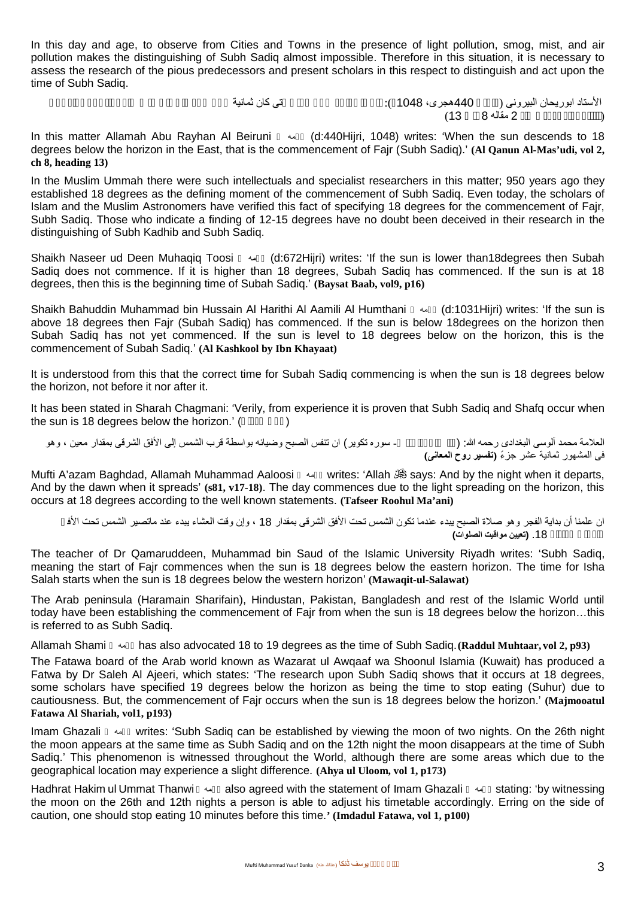In this day and age, to observe from Cities and Towns in the presence of light pollution, smog, mist, and air pollution makes the distinguishing of Subh Sadiq almost impossible. Therefore in this situation, it is necessary to assess the research of the pious predecessors and present scholars in this respect to distinguish and act upon the time of Subh Sadiq.

الأستاد ابوريحان البيرونى (م 440هجرى، 1048ء): ...تى كان ثمانية ...
(... 2 مقاله 8 ... 13)

In this matter Allamah Abu Rayhan Al Beiruni رحمہ اللہ (d:440Hijri, 1048) writes: 'When the sun descends to 18 degrees below the horizon in the East, that is the commencement of Fajr (Subh Sadiq).' **(Al Qanun Al-Mas'udi, vol 2, ch 8, heading 13)**

In the Muslim Ummah there were such intellectuals and specialist researchers in this matter; 950 years ago they established 18 degrees as the defining moment of the commencement of Subh Sadiq. Even today, the scholars of Islam and the Muslim Astronomers have verified this fact of specifying 18 degrees for the commencement of Fajr, Subh Sadiq. Those who indicate a finding of 12-15 degrees have no doubt been deceived in their research in the distinguishing of Subh Kadhib and Subh Sadiq.

Shaikh Naseer ud Deen Muhaqiq Toosi رحمہ اللہ (d:672Hijri) writes: 'If the sun is lower than18degrees then Subah Sadiq does not commence. If it is higher than 18 degrees, Subah Sadiq has commenced. If the sun is at 18 degrees, then this is the beginning time of Subah Sadiq.' **(Baysat Baab, vol9, p16)**

Shaikh Bahuddin Muhammad bin Hussain Al Harithi Al Aamili Al Humthani رحمہ اللہ (d:1031Hijri) writes: 'If the sun is above 18 degrees then Fajr (Subah Sadiq) has commenced. If the sun is below 18degrees on the horizon then Subah Sadiq has not yet commenced. If the sun is level to 18 degrees below on the horizon, this is the commencement of Subah Sadiq.' **(Al Kashkool by Ibn Khayaat)**

It is understood from this that the correct time for Subah Sadiq commencing is when the sun is 18 degrees below the horizon, not before it nor after it.

It has been stated in Sharah Chagmani: 'Verily, from experience it is proven that Subh Sadiq and Shafq occur when the sun is 18 degrees below the horizon.' (...)

العلامة محمد آلوسى البغدادى رحمه الله: (... - سوره تكوير) ان تنفس الصبح وضيائه بواسطة قرب الشمس إلى الأفق الشرقى بمقدار معين ، وهو فى المشهور ثمانية عشر جزءً **(تفسير روح المعانى)**

Mufti A'azam Baghdad, Allamah Muhammad Aaloosi رحمہ اللہ writes: 'Allah ﷻ says: And by the night when it departs, And by the dawn when it spreads' **(s81, v17-18)**. The day commences due to the light spreading on the horizon, this occurs at 18 degrees according to the well known statements. **(Tafseer Roohul Ma'ani)**

ان علمنا أن بداية الفجر وهو صلاة الصبح يبدء عندما تكون الشمس تحت الأفق الشرقى بمقدار 18 ، وإن وقت العشاء يبدء عند ماتصير الشمس تحت الأ... ... 18. **(تعيين مواقيت الصلوات)**

The teacher of Dr Qamaruddeen, Muhammad bin Saud of the Islamic University Riyadh writes: 'Subh Sadiq, meaning the start of Fajr commences when the sun is 18 degrees below the eastern horizon. The time for Isha Salah starts when the sun is 18 degrees below the western horizon' **(Mawaqit-ul-Salawat)**

The Arab peninsula (Haramain Sharifain), Hindustan, Pakistan, Bangladesh and rest of the Islamic World until today have been establishing the commencement of Fajr from when the sun is 18 degrees below the horizon…this is referred to as Subh Sadiq.

Allamah Shami رحمہ اللہ has also advocated 18 to 19 degrees as the time of Subh Sadiq. **(Raddul Muhtaar, vol 2, p93)**

The Fatawa board of the Arab world known as Wazarat ul Awqaaf wa Shoonul Islamia (Kuwait) has produced a Fatwa by Dr Saleh Al Ajeeri, which states: 'The research upon Subh Sadiq shows that it occurs at 18 degrees, some scholars have specified 19 degrees below the horizon as being the time to stop eating (Suhur) due to cautiousness. But, the commencement of Fajr occurs when the sun is 18 degrees below the horizon.' **(Majmooatul Fatawa Al Shariah, vol1, p193)**

Imam Ghazali رحمہ اللہ writes: 'Subh Sadiq can be established by viewing the moon of two nights. On the 26th night the moon appears at the same time as Subh Sadiq and on the 12th night the moon disappears at the time of Subh Sadiq.' This phenomenon is witnessed throughout the World, although there are some areas which due to the geographical location may experience a slight difference. **(Ahya ul Uloom, vol 1, p173)**

Hadhrat Hakim ul Ummat Thanwi رحمہ اللہ also agreed with the statement of Imam Ghazali رحمہ اللہ stating: 'by witnessing the moon on the 26th and 12th nights a person is able to adjust his timetable accordingly. Erring on the side of caution, one should stop eating 10 minutes before this time.' **(Imdadul Fatawa, vol 1, p100)**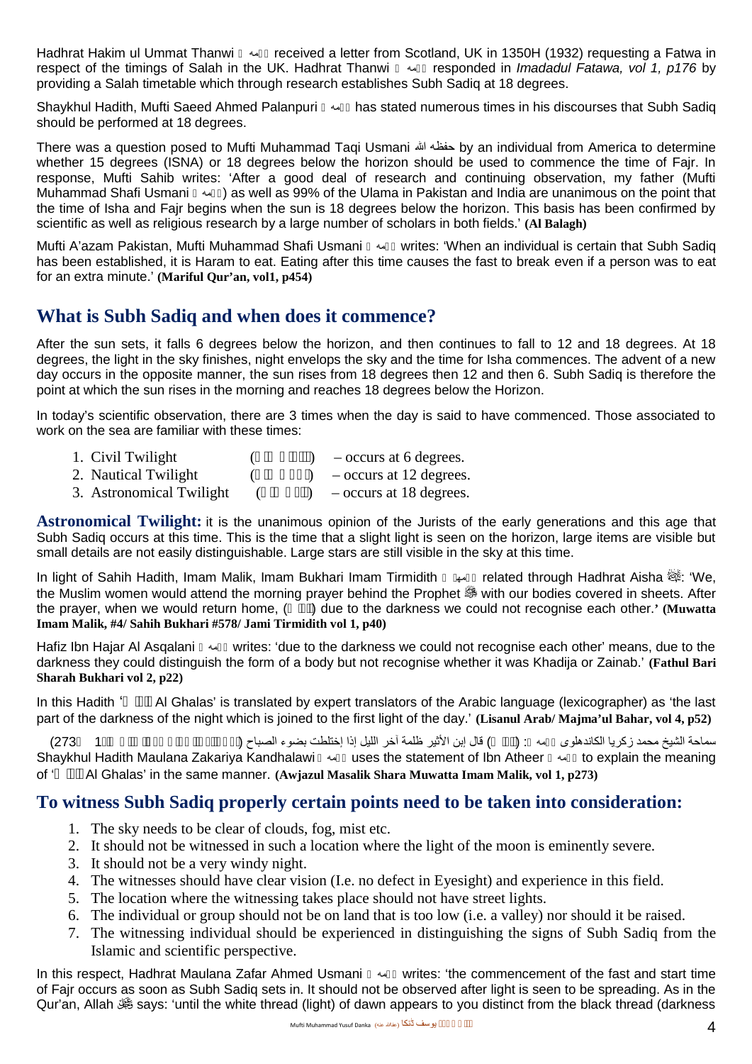Hadhrat Hakim ul Ummat Thanwi رحمه الله received a letter from Scotland, UK in 1350H (1932) requesting a Fatwa in respect of the timings of Salah in the UK. Hadhrat Thanwi رحمه الله responded in *Imadadul Fatawa, vol 1, p176* by providing a Salah timetable which through research establishes Subh Sadiq at 18 degrees.

Shaykhul Hadith, Mufti Saeed Ahmed Palanpuri رحمه الله has stated numerous times in his discourses that Subh Sadiq should be performed at 18 degrees.

There was a question posed to Mufti Muhammad Taqi Usmani حفظه الله by an individual from America to determine whether 15 degrees (ISNA) or 18 degrees below the horizon should be used to commence the time of Fajr. In response, Mufti Sahib writes: 'After a good deal of research and continuing observation, my father (Mufti Muhammad Shafi Usmani رحمه الله) as well as 99% of the Ulama in Pakistan and India are unanimous on the point that the time of Isha and Fajr begins when the sun is 18 degrees below the horizon. This basis has been confirmed by scientific as well as religious research by a large number of scholars in both fields.' **(Al Balagh)**

Mufti A'azam Pakistan, Mufti Muhammad Shafi Usmani رحمه الله writes: 'When an individual is certain that Subh Sadiq has been established, it is Haram to eat. Eating after this time causes the fast to break even if a person was to eat for an extra minute.' **(Mariful Qur'an, vol1, p454)**

## What is Subh Sadiq and when does it commence?

After the sun sets, it falls 6 degrees below the horizon, and then continues to fall to 12 and 18 degrees. At 18 degrees, the light in the sky finishes, night envelops the sky and the time for Isha commences. The advent of a new day occurs in the opposite manner, the sun rises from 18 degrees then 12 and then 6. Subh Sadiq is therefore the point at which the sun rises in the morning and reaches 18 degrees below the Horizon.

In today's scientific observation, there are 3 times when the day is said to have commenced. Those associated to work on the sea are familiar with these times:

1. Civil Twilight – occurs at 6 degrees.
2. Nautical Twilight – occurs at 12 degrees.
3. Astronomical Twilight – occurs at 18 degrees.

**Astronomical Twilight:** it is the unanimous opinion of the Jurists of the early generations and this age that Subh Sadiq occurs at this time. This is the time that a slight light is seen on the horizon, large items are visible but small details are not easily distinguishable. Large stars are still visible in the sky at this time.

In light of Sahih Hadith, Imam Malik, Imam Bukhari Imam Tirmidith رحمهم الله related through Hadhrat Aisha رضي الله عنها: 'We, the Muslim women would attend the morning prayer behind the Prophet ﷺ with our bodies covered in sheets. After the prayer, when we would return home, (من الغلس) due to the darkness we could not recognise each other.' **(Muwatta Imam Malik, #4/ Sahih Bukhari #578/ Jami Tirmidith vol 1, p40)**

Hafiz Ibn Hajar Al Asqalani رحمه الله writes: 'due to the darkness we could not recognise each other' means, due to the darkness they could distinguish the form of a body but not recognise whether it was Khadija or Zainab.' **(Fathul Bari Sharah Bukhari vol 2, p22)**

In this Hadith 'الغلس Al Ghalas' is translated by expert translators of the Arabic language (lexicographer) as 'the last part of the darkness of the night which is joined to the first light of the day.' **(Lisanul Arab/ Majma'ul Bahar, vol 4, p52)**

سماحة الشيخ محمد زكريا الكاندهلوى رحمه الله: (الغلس) قال إبن الأثير ظلمة آخر الليل إذا إختلطت بضوء الصباح (أوجز المسالك شرح موطأ الإمام مالك 1/273)

Shaykhul Hadith Maulana Zakariya Kandhalawi رحمه الله uses the statement of Ibn Atheer رحمه الله to explain the meaning of 'الغلس Al Ghalas' in the same manner. **(Awjazul Masalik Shara Muwatta Imam Malik, vol 1, p273)**

## To witness Subh Sadiq properly certain points need to be taken into consideration:

1. The sky needs to be clear of clouds, fog, mist etc.
2. It should not be witnessed in such a location where the light of the moon is eminently severe.
3. It should not be a very windy night.
4. The witnesses should have clear vision (I.e. no defect in Eyesight) and experience in this field.
5. The location where the witnessing takes place should not have street lights.
6. The individual or group should not be on land that is too low (i.e. a valley) nor should it be raised.
7. The witnessing individual should be experienced in distinguishing the signs of Subh Sadiq from the Islamic and scientific perspective.

In this respect, Hadhrat Maulana Zafar Ahmed Usmani رحمه الله writes: 'the commencement of the fast and start time of Fajr occurs as soon as Subh Sadiq sets in. It should not be observed after light is seen to be spreading. As in the Qur'an, Allah ﷻ says: 'until the white thread (light) of dawn appears to you distinct from the black thread (darkness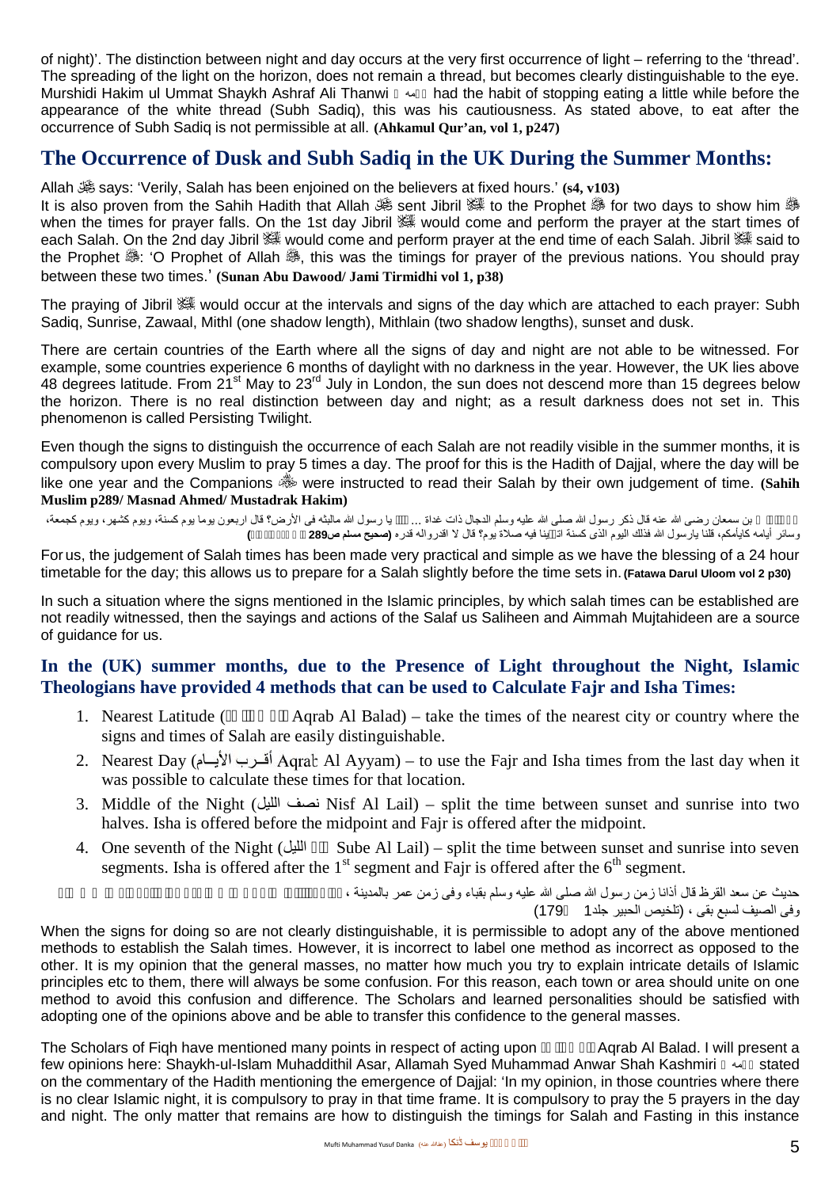of night)'. The distinction between night and day occurs at the very first occurrence of light – referring to the 'thread'. The spreading of the light on the horizon, does not remain a thread, but becomes clearly distinguishable to the eye. Murshidi Hakim ul Ummat Shaykh Ashraf Ali Thanwi رحمه الله had the habit of stopping eating a little while before the appearance of the white thread (Subh Sadiq), this was his cautiousness. As stated above, to eat after the occurrence of Subh Sadiq is not permissible at all. **(Ahkamul Qur'an, vol 1, p247)**

## The Occurrence of Dusk and Subh Sadiq in the UK During the Summer Months:

Allah ﷻ says: 'Verily, Salah has been enjoined on the believers at fixed hours.' **(s4, v103)**

It is also proven from the Sahih Hadith that Allah ﷻ sent Jibril ﷺ to the Prophet ﷺ for two days to show him ﷺ when the times for prayer falls. On the 1st day Jibril ﷺ would come and perform the prayer at the start times of each Salah. On the 2nd day Jibril ﷺ would come and perform prayer at the end time of each Salah. Jibril ﷺ said to the Prophet ﷺ: 'O Prophet of Allah ﷺ, this was the timings for prayer of the previous nations. You should pray between these two times.' **(Sunan Abu Dawood/ Jami Tirmidhi vol 1, p38)**

The praying of Jibril ﷺ would occur at the intervals and signs of the day which are attached to each prayer: Subh Sadiq, Sunrise, Zawaal, Mithl (one shadow length), Mithlain (two shadow lengths), sunset and dusk.

There are certain countries of the Earth where all the signs of day and night are not able to be witnessed. For example, some countries experience 6 months of daylight with no darkness in the year. However, the UK lies above 48 degrees latitude. From 21st May to 23rd July in London, the sun does not descend more than 15 degrees below the horizon. There is no real distinction between day and night; as a result darkness does not set in. This phenomenon is called Persisting Twilight.

Even though the signs to distinguish the occurrence of each Salah are not readily visible in the summer months, it is compulsory upon every Muslim to pray 5 times a day. The proof for this is the Hadith of Dajjal, where the day will be like one year and the Companions ﷺ were instructed to read their Salah by their own judgement of time. **(Sahih Muslim p289/ Masnad Ahmed/ Mustadrak Hakim)**

عن النواس بن سمعان رضى الله عنه قال ذكر رسول الله صلى الله عليه وسلم الدجال ذات غداة ... قلنا يا رسول الله مالبثه فى الأرض؟ قال اربعون يوما يوم كسنة، ويوم كشهر، ويوم كجمعة، وسائر أيامه كأيامكم، قلنا يارسول الله فذلك اليوم الذى كسنة اتكفينا فيه صلاة يوم؟ قال لا اقدرواله قدره **(صحيح مسلم ص289 ج 2 باب ذكر الدجال)**

For us, the judgement of Salah times has been made very practical and simple as we have the blessing of a 24 hour timetable for the day; this allows us to prepare for a Salah slightly before the time sets in. **(Fatawa Darul Uloom vol 2 p30)**

In such a situation where the signs mentioned in the Islamic principles, by which salah times can be established are not readily witnessed, then the sayings and actions of the Salaf us Saliheen and Aimmah Mujtahideen are a source of guidance for us.

### In the (UK) summer months, due to the Presence of Light throughout the Night, Islamic Theologians have provided 4 methods that can be used to Calculate Fajr and Isha Times:

1. Nearest Latitude (أقرب البلاد Aqrab Al Balad) – take the times of the nearest city or country where the signs and times of Salah are easily distinguishable.
2. Nearest Day (أقـرب الأيـام Aqrab Al Ayyam) – to use the Fajr and Isha times from the last day when it was possible to calculate these times for that location.
3. Middle of the Night (نصف الليل Nisf Al Lail) – split the time between sunset and sunrise into two halves. Isha is offered before the midpoint and Fajr is offered after the midpoint.
4. One seventh of the Night (سبع الليل Sube Al Lail) – split the time between sunset and sunrise into seven segments. Isha is offered after the 1st segment and Fajr is offered after the 6th segment.

حديث عن سعد القرظ قال أذانا زمن رسول الله صلى الله عليه وسلم بقباء وفى زمن عمر بالمدينة ، فكان أذاننا فى الصبح فى الشتاء لسبع ونصف بقى وفى الصيف لسبع بقى ، (تلخيص الحبير جلد1 ص179)

When the signs for doing so are not clearly distinguishable, it is permissible to adopt any of the above mentioned methods to establish the Salah times. However, it is incorrect to label one method as incorrect as opposed to the other. It is my opinion that the general masses, no matter how much you try to explain intricate details of Islamic principles etc to them, there will always be some confusion. For this reason, each town or area should unite on one method to avoid this confusion and difference. The Scholars and learned personalities should be satisfied with adopting one of the opinions above and be able to transfer this confidence to the general masses.

The Scholars of Fiqh have mentioned many points in respect of acting upon أقرب البلاد Aqrab Al Balad. I will present a few opinions here: Shaykh-ul-Islam Muhaddithil Asar, Allamah Syed Muhammad Anwar Shah Kashmiri رحمه الله stated on the commentary of the Hadith mentioning the emergence of Dajjal: 'In my opinion, in those countries where there is no clear Islamic night, it is compulsory to pray in that time frame. It is compulsory to pray the 5 prayers in the day and night. The only matter that remains are how to distinguish the timings for Salah and Fasting in this instance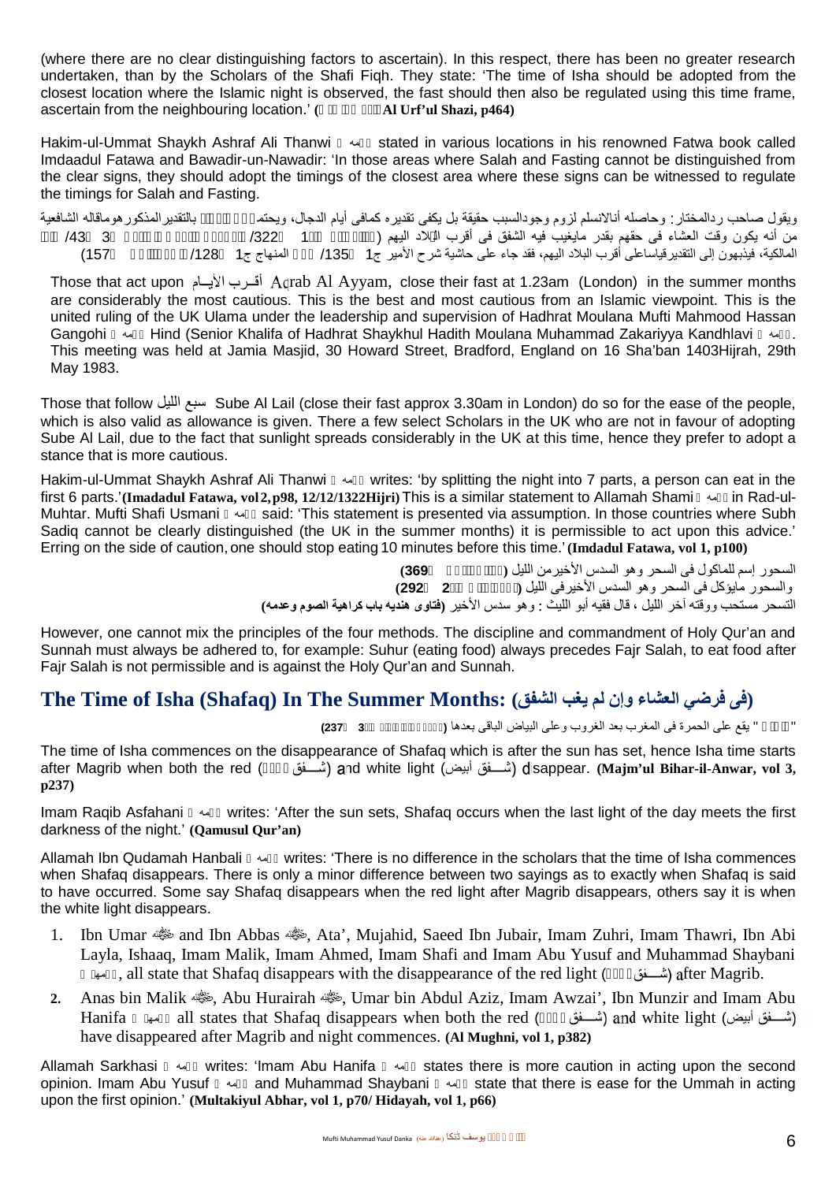(where there are no clear distinguishing factors to ascertain). In this respect, there has been no greater research undertaken, than by the Scholars of the Shafi Fiqh. They state: 'The time of Isha should be adopted from the closest location where the Islamic night is observed, the fast should then also be regulated using this time frame, ascertain from the neighbouring location.' (**Al Urf'ul Shazi, p464)**

Hakim-ul-Ummat Shaykh Ashraf Ali Thanwi stated in various locations in his renowned Fatwa book called Imdaadul Fatawa and Bawadir-un-Nawadir: 'In those areas where Salah and Fasting cannot be distinguished from the clear signs, they should adopt the timings of the closest area where these signs can be witnessed to regulate the timings for Salah and Fasting.

ويقول صاحب ردالمختار: وحاصله أنالانسلم لزوم وجودالسبب حقيقة بل يكفى تقديره كمافى أيام الدجال، ويحتم بالتقديرالمذكورهوماقاله الشافعية من أنه يكون وقت العشاء فى حقهم بقدر مايغيب فيه الشفق فى أقرب البلاد اليهم (1 /322) 3 /43 المالكية، فيذهبون إلى التقديرقياساعلى أقرب البلاد اليهم، فقد جاء على حاشية شرح الأمير ج1 /135 المنهاج ج1 /128 (157)

Those that act upon أقـرب الأيـام Aqrab Al Ayyam, close their fast at 1.23am (London) in the summer months are considerably the most cautious. This is the best and most cautious from an Islamic viewpoint. This is the united ruling of the UK Ulama under the leadership and supervision of Hadhrat Moulana Mufti Mahmood Hassan Gangohi Hind (Senior Khalifa of Hadhrat Shaykhul Hadith Moulana Muhammad Zakariyya Kandhlavi. This meeting was held at Jamia Masjid, 30 Howard Street, Bradford, England on 16 Sha'ban 1403Hijrah, 29th May 1983.

Those that follow سبع الليل Sube Al Lail (close their fast approx 3.30am in London) do so for the ease of the people, which is also valid as allowance is given. There a few select Scholars in the UK who are not in favour of adopting Sube Al Lail, due to the fact that sunlight spreads considerably in the UK at this time, hence they prefer to adopt a stance that is more cautious.

Hakim-ul-Ummat Shaykh Ashraf Ali Thanwi writes: 'by splitting the night into 7 parts, a person can eat in the first 6 parts.'**(Imadadul Fatawa, vol 2, p98, 12/12/1322Hijri)** This is a similar statement to Allamah Shami in Rad-ul-Muhtar. Mufti Shafi Usmani said: 'This statement is presented via assumption. In those countries where Subh Sadiq cannot be clearly distinguished (the UK in the summer months) it is permissible to act upon this advice.' Erring on the side of caution, one should stop eating 10 minutes before this time.' **(Imdadul Fatawa, vol 1, p100)**

السحور إسم للماكول فى السحر وهو السدس الأخيرمن الليل (**369**)

والسحور مايؤكل فى السحر وهو السدس الأخيرفى الليل (**2 292**)

التسحر مستحب ووقته آخر الليل ، قال فقيه أبو الليث : وهو سدس الأخير (**فتاوى هنديه باب كراهية الصوم وعدمه**)

However, one cannot mix the principles of the four methods. The discipline and commandment of Holy Qur'an and Sunnah must always be adhered to, for example: Suhur (eating food) always precedes Fajr Salah, to eat food after Fajr Salah is not permissible and is against the Holy Qur'an and Sunnah.

## The Time of Isha (Shafaq) In The Summer Months: (فى فرضي العشاء وإن لم يغب الشفق)

" " يقع على الحمرة فى المغرب بعد الغروب وعلى البياض الباقى بعدها (**3 237**)

The time of Isha commences on the disappearance of Shafaq which is after the sun has set, hence Isha time starts after Magrib when both the red (شـفق) and white light (شـفق أبيض) disappear. **(Majm'ul Bihar-il-Anwar, vol 3, p237)**

Imam Raqib Asfahani writes: 'After the sun sets, Shafaq occurs when the last light of the day meets the first darkness of the night.' **(Qamusul Qur'an)**

Allamah Ibn Qudamah Hanbali writes: 'There is no difference in the scholars that the time of Isha commences when Shafaq disappears. There is only a minor difference between two sayings as to exactly when Shafaq is said to have occurred. Some say Shafaq disappears when the red light after Magrib disappears, others say it is when the white light disappears.

1. Ibn Umar and Ibn Abbas, Ata', Mujahid, Saeed Ibn Jubair, Imam Zuhri, Imam Thawri, Ibn Abi Layla, Ishaaq, Imam Malik, Imam Ahmed, Imam Shafi and Imam Abu Yusuf and Muhammad Shaybani, all state that Shafaq disappears with the disappearance of the red light (شـفق) after Magrib.
2. Anas bin Malik, Abu Hurairah, Umar bin Abdul Aziz, Imam Awzai', Ibn Munzir and Imam Abu Hanifa all states that Shafaq disappears when both the red (شـفق) and white light (شـفق أبيض) have disappeared after Magrib and night commences. **(Al Mughni, vol 1, p382)**

Allamah Sarkhasi writes: 'Imam Abu Hanifa states there is more caution in acting upon the second opinion. Imam Abu Yusuf and Muhammad Shaybani state that there is ease for the Ummah in acting upon the first opinion.' **(Multakiyul Abhar, vol 1, p70/ Hidayah, vol 1, p66)**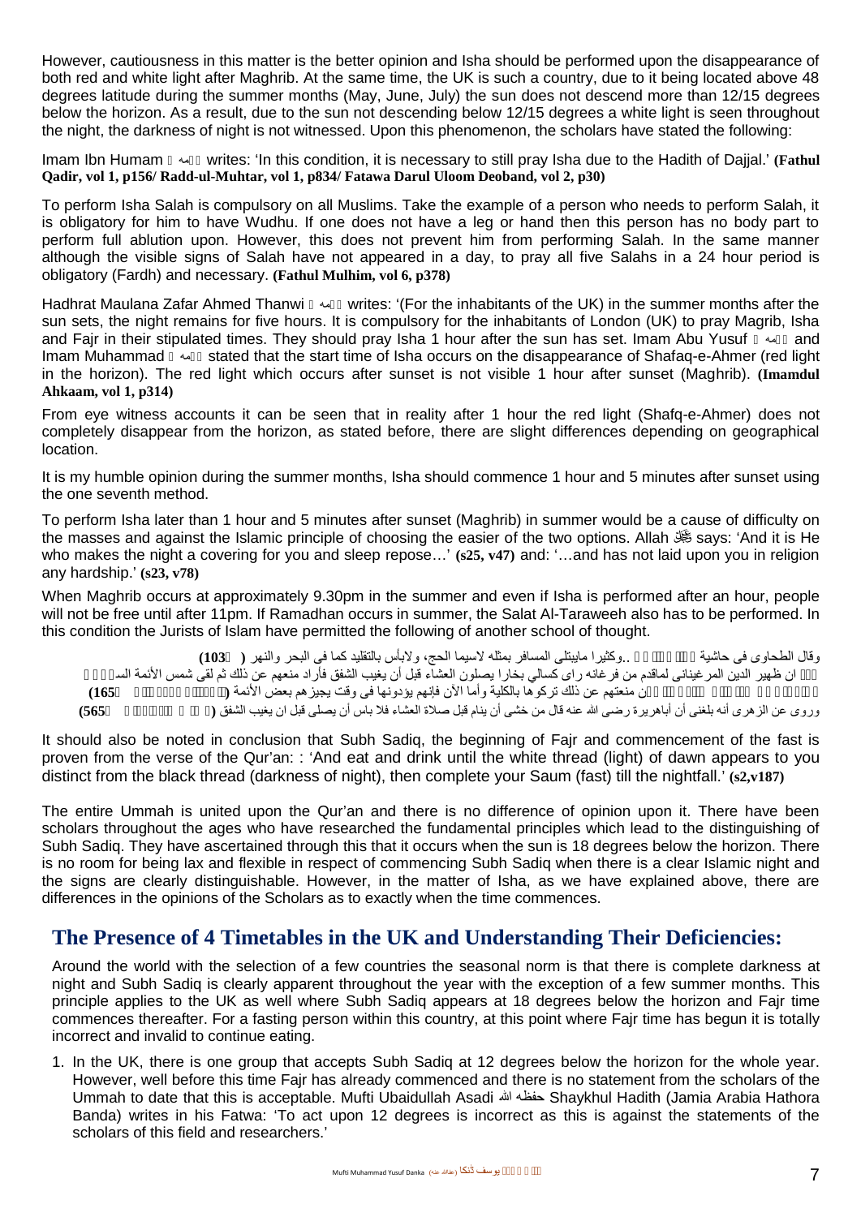However, cautiousness in this matter is the better opinion and Isha should be performed upon the disappearance of both red and white light after Maghrib. At the same time, the UK is such a country, due to it being located above 48 degrees latitude during the summer months (May, June, July) the sun does not descend more than 12/15 degrees below the horizon. As a result, due to the sun not descending below 12/15 degrees a white light is seen throughout the night, the darkness of night is not witnessed. Upon this phenomenon, the scholars have stated the following:

Imam Ibn Humam رحمه الله writes: 'In this condition, it is necessary to still pray Isha due to the Hadith of Dajjal.' **(Fathul Qadir, vol 1, p156/ Radd-ul-Muhtar, vol 1, p834/ Fatawa Darul Uloom Deoband, vol 2, p30)**

To perform Isha Salah is compulsory on all Muslims. Take the example of a person who needs to perform Salah, it is obligatory for him to have Wudhu. If one does not have a leg or hand then this person has no body part to perform full ablution upon. However, this does not prevent him from performing Salah. In the same manner although the visible signs of Salah have not appeared in a day, to pray all five Salahs in a 24 hour period is obligatory (Fardh) and necessary. **(Fathul Mulhim, vol 6, p378)**

Hadhrat Maulana Zafar Ahmed Thanwi رحمه الله writes: '(For the inhabitants of the UK) in the summer months after the sun sets, the night remains for five hours. It is compulsory for the inhabitants of London (UK) to pray Magrib, Isha and Fajr in their stipulated times. They should pray Isha 1 hour after the sun has set. Imam Abu Yusuf رحمه الله and Imam Muhammad رحمه الله stated that the start time of Isha occurs on the disappearance of Shafaq-e-Ahmer (red light in the horizon). The red light which occurs after sunset is not visible 1 hour after sunset (Maghrib). **(Imamdul Ahkaam, vol 1, p314)**

From eye witness accounts it can be seen that in reality after 1 hour the red light (Shafq-e-Ahmer) does not completely disappear from the horizon, as stated before, there are slight differences depending on geographical location.

It is my humble opinion during the summer months, Isha should commence 1 hour and 5 minutes after sunset using the one seventh method.

To perform Isha later than 1 hour and 5 minutes after sunset (Maghrib) in summer would be a cause of difficulty on the masses and against the Islamic principle of choosing the easier of the two options. Allah ﷻ says: 'And it is He who makes the night a covering for you and sleep repose…' **(s25, v47)** and: '…and has not laid upon you in religion any hardship.' **(s23, v78)**

When Maghrib occurs at approximately 9.30pm in the summer and even if Isha is performed after an hour, people will not be free until after 11pm. If Ramadhan occurs in summer, the Salat Al-Taraweeh also has to be performed. In this condition the Jurists of Islam have permitted the following of another school of thought.

وقال الطحاوی فی حاشية .. وكثيرا مايبتلى المسافر بمثله لاسيما الحج، ولابأس بالتقليد كما فى البحر والنهر ( **103**)
ان ظهير الدين المرغينانى لماقدم من فرغانه رای كسالي بخارا يصلون العشاء قبل أن يغيب الشفق فأراد منعهم عن ذلك ثم لقى شمس الأئمة الس
ان منعتهم عن ذلك تركوها بالكلية وأما الآن فإنهم يؤدونها فى وقت يجيزهم بعض الأئمة ( **165**)
وروى عن الزهرى أنه بلغنى أن أباهريرة رضى الله عنه قال من خشى أن ينام قبل صلاة العشاء فلا باس أن يصلى قبل ان يغيب الشفق ( **565**)

It should also be noted in conclusion that Subh Sadiq, the beginning of Fajr and commencement of the fast is proven from the verse of the Qur'an: : 'And eat and drink until the white thread (light) of dawn appears to you distinct from the black thread (darkness of night), then complete your Saum (fast) till the nightfall.' **(s2,v187)**

The entire Ummah is united upon the Qur'an and there is no difference of opinion upon it. There have been scholars throughout the ages who have researched the fundamental principles which lead to the distinguishing of Subh Sadiq. They have ascertained through this that it occurs when the sun is 18 degrees below the horizon. There is no room for being lax and flexible in respect of commencing Subh Sadiq when there is a clear Islamic night and the signs are clearly distinguishable. However, in the matter of Isha, as we have explained above, there are differences in the opinions of the Scholars as to exactly when the time commences.

## The Presence of 4 Timetables in the UK and Understanding Their Deficiencies:

Around the world with the selection of a few countries the seasonal norm is that there is complete darkness at night and Subh Sadiq is clearly apparent throughout the year with the exception of a few summer months. This principle applies to the UK as well where Subh Sadiq appears at 18 degrees below the horizon and Fajr time commences thereafter. For a fasting person within this country, at this point where Fajr time has begun it is totally incorrect and invalid to continue eating.

1. In the UK, there is one group that accepts Subh Sadiq at 12 degrees below the horizon for the whole year. However, well before this time Fajr has already commenced and there is no statement from the scholars of the Ummah to date that this is acceptable. Mufti Ubaidullah Asadi حفظه الله Shaykhul Hadith (Jamia Arabia Hathora Banda) writes in his Fatwa: 'To act upon 12 degrees is incorrect as this is against the statements of the scholars of this field and researchers.'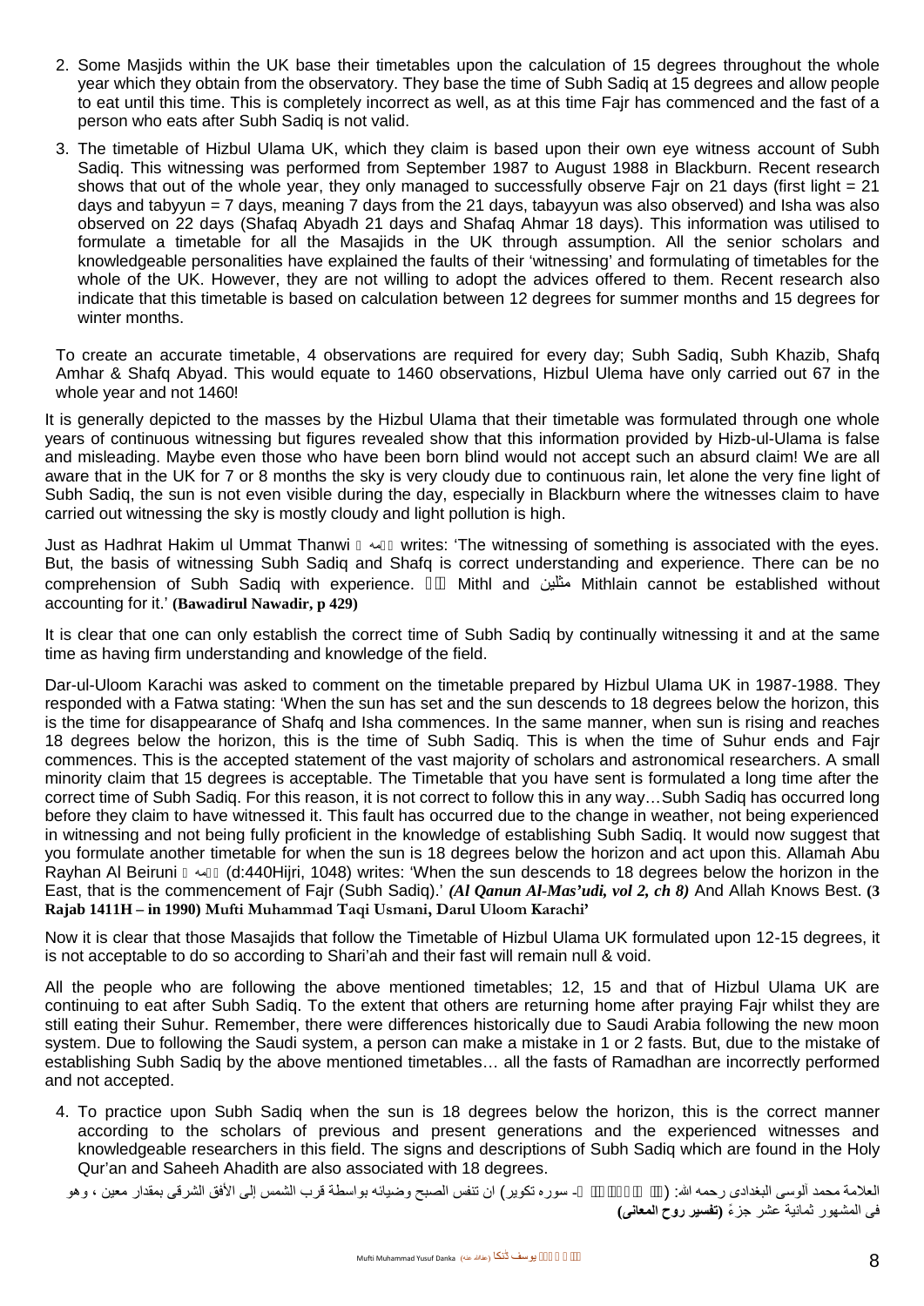2. Some Masjids within the UK base their timetables upon the calculation of 15 degrees throughout the whole year which they obtain from the observatory. They base the time of Subh Sadiq at 15 degrees and allow people to eat until this time. This is completely incorrect as well, as at this time Fajr has commenced and the fast of a person who eats after Subh Sadiq is not valid.

3. The timetable of Hizbul Ulama UK, which they claim is based upon their own eye witness account of Subh Sadiq. This witnessing was performed from September 1987 to August 1988 in Blackburn. Recent research shows that out of the whole year, they only managed to successfully observe Fajr on 21 days (first light = 21 days and tabyyun = 7 days, meaning 7 days from the 21 days, tabayyun was also observed) and Isha was also observed on 22 days (Shafaq Abyadh 21 days and Shafaq Ahmar 18 days). This information was utilised to formulate a timetable for all the Masajids in the UK through assumption. All the senior scholars and knowledgeable personalities have explained the faults of their 'witnessing' and formulating of timetables for the whole of the UK. However, they are not willing to adopt the advices offered to them. Recent research also indicate that this timetable is based on calculation between 12 degrees for summer months and 15 degrees for winter months.

To create an accurate timetable, 4 observations are required for every day; Subh Sadiq, Subh Khazib, Shafq Amhar & Shafq Abyad. This would equate to 1460 observations, Hizbul Ulema have only carried out 67 in the whole year and not 1460!

It is generally depicted to the masses by the Hizbul Ulama that their timetable was formulated through one whole years of continuous witnessing but figures revealed show that this information provided by Hizb-ul-Ulama is false and misleading. Maybe even those who have been born blind would not accept such an absurd claim! We are all aware that in the UK for 7 or 8 months the sky is very cloudy due to continuous rain, let alone the very fine light of Subh Sadiq, the sun is not even visible during the day, especially in Blackburn where the witnesses claim to have carried out witnessing the sky is mostly cloudy and light pollution is high.

Just as Hadhrat Hakim ul Ummat Thanwi رحمه الله writes: 'The witnessing of something is associated with the eyes. But, the basis of witnessing Subh Sadiq and Shafq is correct understanding and experience. There can be no comprehension of Subh Sadiq with experience. مثل Mithl and مثلين Mithlain cannot be established without accounting for it.' **(Bawadirul Nawadir, p 429)**

It is clear that one can only establish the correct time of Subh Sadiq by continually witnessing it and at the same time as having firm understanding and knowledge of the field.

Dar-ul-Uloom Karachi was asked to comment on the timetable prepared by Hizbul Ulama UK in 1987-1988. They responded with a Fatwa stating: 'When the sun has set and the sun descends to 18 degrees below the horizon, this is the time for disappearance of Shafq and Isha commences. In the same manner, when sun is rising and reaches 18 degrees below the horizon, this is the time of Subh Sadiq. This is when the time of Suhur ends and Fajr commences. This is the accepted statement of the vast majority of scholars and astronomical researchers. A small minority claim that 15 degrees is acceptable. The Timetable that you have sent is formulated a long time after the correct time of Subh Sadiq. For this reason, it is not correct to follow this in any way…Subh Sadiq has occurred long before they claim to have witnessed it. This fault has occurred due to the change in weather, not being experienced in witnessing and not being fully proficient in the knowledge of establishing Subh Sadiq. It would now suggest that you formulate another timetable for when the sun is 18 degrees below the horizon and act upon this. Allamah Abu Rayhan Al Beiruni رحمه الله (d:440Hijri, 1048) writes: 'When the sun descends to 18 degrees below the horizon in the East, that is the commencement of Fajr (Subh Sadiq).' ***(Al Qanun Al-Mas'udi, vol 2, ch 8)*** And Allah Knows Best. **(3 Rajab 1411H – in 1990) Mufti Muhammad Taqi Usmani, Darul Uloom Karachi'**

Now it is clear that those Masajids that follow the Timetable of Hizbul Ulama UK formulated upon 12-15 degrees, it is not acceptable to do so according to Shari'ah and their fast will remain null & void.

All the people who are following the above mentioned timetables; 12, 15 and that of Hizbul Ulama UK are continuing to eat after Subh Sadiq. To the extent that others are returning home after praying Fajr whilst they are still eating their Suhur. Remember, there were differences historically due to Saudi Arabia following the new moon system. Due to following the Saudi system, a person can make a mistake in 1 or 2 fasts. But, due to the mistake of establishing Subh Sadiq by the above mentioned timetables… all the fasts of Ramadhan are incorrectly performed and not accepted.

4. To practice upon Subh Sadiq when the sun is 18 degrees below the horizon, this is the correct manner according to the scholars of previous and present generations and the experienced witnesses and knowledgeable researchers in this field. The signs and descriptions of Subh Sadiq which are found in the Holy Qur'an and Saheeh Ahadith are also associated with 18 degrees.

العلامة محمد آلوسی البغدادی رحمه الله: (والصبح اذا تنفس - سوره تکویر) ان تنفس الصبح وضيائه بواسطة قرب الشمس إلى الأفق الشرقی بمقدار معين ، وهو فی المشهور ثمانية عشر جزءً **(تفسیر روح المعانی)**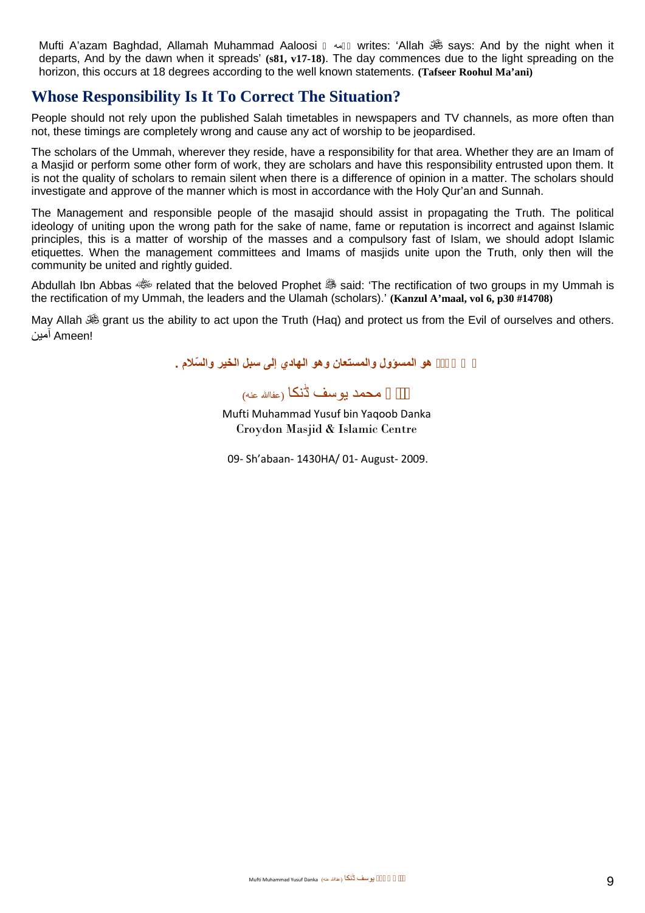Mufti A'azam Baghdad, Allamah Muhammad Aaloosi writes: 'Allah ﷻ says: And by the night when it departs, And by the dawn when it spreads' **(s81, v17-18)**. The day commences due to the light spreading on the horizon, this occurs at 18 degrees according to the well known statements. **(Tafseer Roohul Ma'ani)**

## Whose Responsibility Is It To Correct The Situation?

People should not rely upon the published Salah timetables in newspapers and TV channels, as more often than not, these timings are completely wrong and cause any act of worship to be jeopardised.

The scholars of the Ummah, wherever they reside, have a responsibility for that area. Whether they are an Imam of a Masjid or perform some other form of work, they are scholars and have this responsibility entrusted upon them. It is not the quality of scholars to remain silent when there is a difference of opinion in a matter. The scholars should investigate and approve of the manner which is most in accordance with the Holy Qur'an and Sunnah.

The Management and responsible people of the masajid should assist in propagating the Truth. The political ideology of uniting upon the wrong path for the sake of name, fame or reputation is incorrect and against Islamic principles, this is a matter of worship of the masses and a compulsory fast of Islam, we should adopt Islamic etiquettes. When the management committees and Imams of masjids unite upon the Truth, only then will the community be united and rightly guided.

Abdullah Ibn Abbas related that the beloved Prophet ﷺ said: 'The rectification of two groups in my Ummah is the rectification of my Ummah, the leaders and the Ulamah (scholars).' **(Kanzul A'maal, vol 6, p30 #14708)**

May Allah ﷻ grant us the ability to act upon the Truth (Haq) and protect us from the Evil of ourselves and others. آمين Ameen!

**هو المسؤول والمستعان وهو الهادي إلى سبل الخير والسّلام .**

محمد يوسف ڈنکا (عفاالله عنه)

Mufti Muhammad Yusuf bin Yaqoob Danka
Croydon Masjid & Islamic Centre

09- Sh'abaan- 1430HA/ 01- August- 2009.